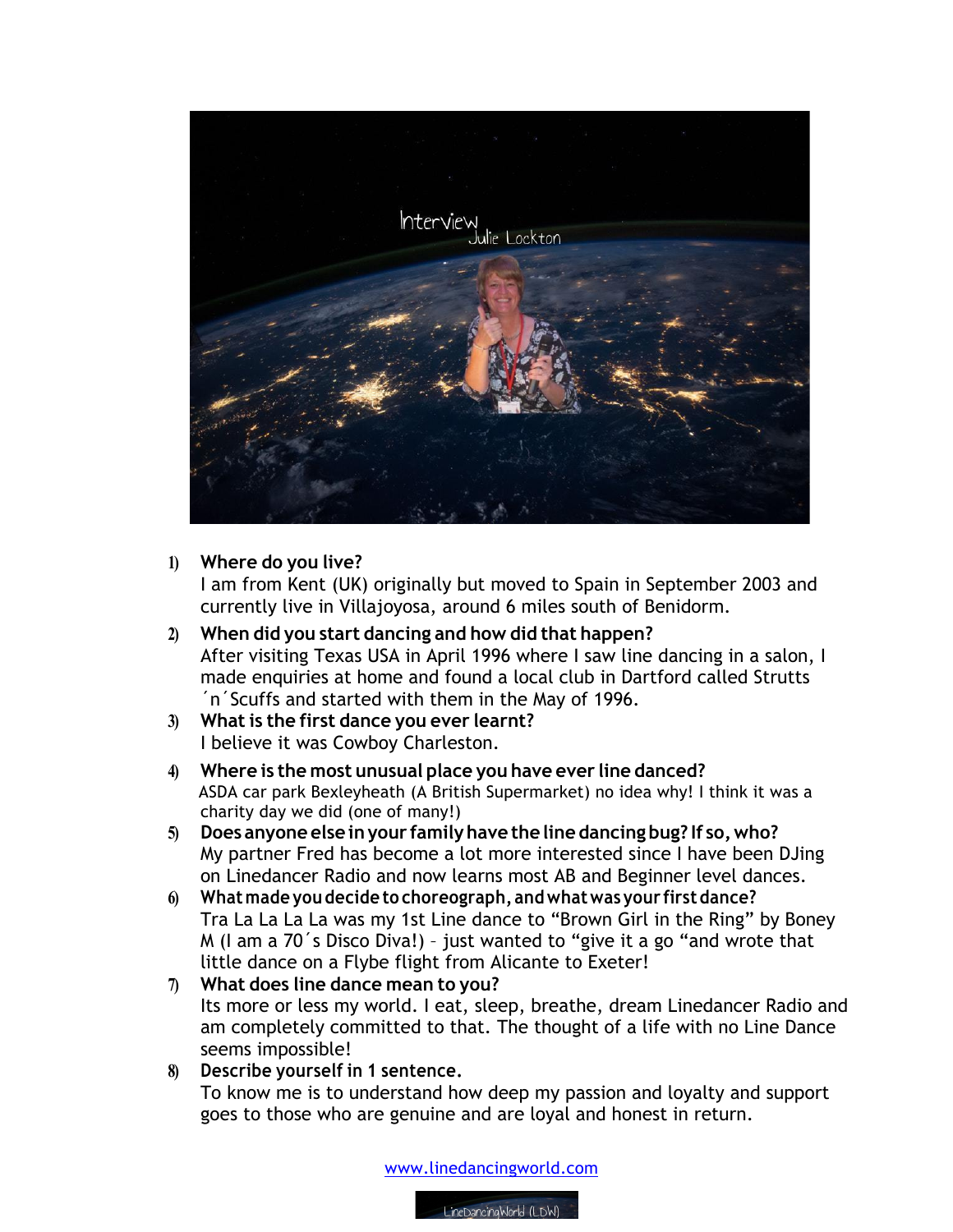# Interview

## Julie Lockton

1) **Where do you live?**
   I am from Kent (UK) originally but moved to Spain in September 2003 and currently live in Villajoyosa, around 6 miles south of Benidorm.

2) **When did you start dancing and how did that happen?**
   After visiting Texas USA in April 1996 where I saw line dancing in a salon, I made enquiries at home and found a local club in Dartford called Strutts ´n´Scuffs and started with them in the May of 1996.

3) **What is the first dance you ever learnt?**
   I believe it was Cowboy Charleston.

4) **Where is the most unusual place you have ever line danced?**
   ASDA car park Bexleyheath (A British Supermarket) no idea why! I think it was a charity day we did (one of many!)

5) **Does anyone else in your family have the line dancing bug? If so, who?**
   My partner Fred has become a lot more interested since I have been DJing on Linedancer Radio and now learns most AB and Beginner level dances.

6) **What made you decide to choreograph, and what was your first dance?**
   Tra La La La La was my 1st Line dance to "Brown Girl in the Ring" by Boney M (I am a 70´s Disco Diva!) – just wanted to "give it a go "and wrote that little dance on a Flybe flight from Alicante to Exeter!

7) **What does line dance mean to you?**
   Its more or less my world. I eat, sleep, breathe, dream Linedancer Radio and am completely committed to that. The thought of a life with no Line Dance seems impossible!

8) **Describe yourself in 1 sentence.**
   To know me is to understand how deep my passion and loyalty and support goes to those who are genuine and are loyal and honest in return.

www.linedancingworld.com

LineDancingWorld (LDW)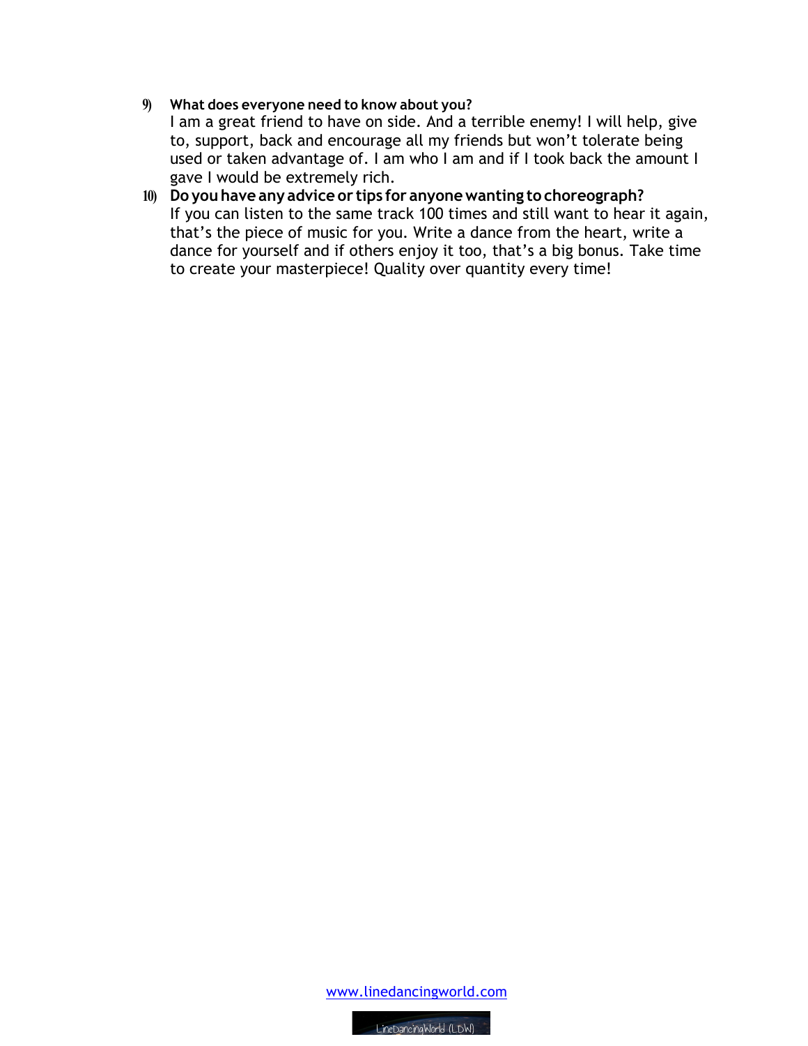9) **What does everyone need to know about you?**
   I am a great friend to have on side. And a terrible enemy! I will help, give to, support, back and encourage all my friends but won't tolerate being used or taken advantage of. I am who I am and if I took back the amount I gave I would be extremely rich.

10) **Do you have any advice or tips for anyone wanting to choreograph?**
    If you can listen to the same track 100 times and still want to hear it again, that's the piece of music for you. Write a dance from the heart, write a dance for yourself and if others enjoy it too, that's a big bonus. Take time to create your masterpiece! Quality over quantity every time!

www.linedancingworld.com

LineDancingWorld (LDW)